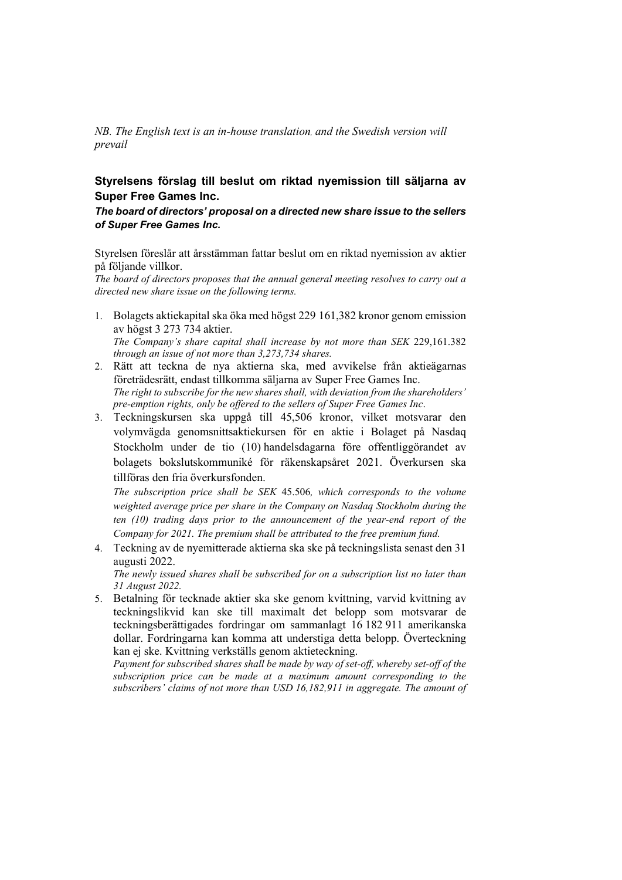*NB. The English text is an in-house translation, and the Swedish version will prevail*

**Styrelsens förslag till beslut om riktad nyemission till säljarna av Super Free Games Inc.**

***The board of directors' proposal on a directed new share issue to the sellers of Super Free Games Inc.***

Styrelsen föreslår att årsstämman fattar beslut om en riktad nyemission av aktier på följande villkor.
*The board of directors proposes that the annual general meeting resolves to carry out a directed new share issue on the following terms.*

1. Bolagets aktiekapital ska öka med högst 229 161,382 kronor genom emission av högst 3 273 734 aktier.
   *The Company's share capital shall increase by not more than SEK 229,161.382 through an issue of not more than 3,273,734 shares.*
2. Rätt att teckna de nya aktierna ska, med avvikelse från aktieägarnas företrädesrätt, endast tillkomma säljarna av Super Free Games Inc.
   *The right to subscribe for the new shares shall, with deviation from the shareholders' pre-emption rights, only be offered to the sellers of Super Free Games Inc.*
3. Teckningskursen ska uppgå till 45,506 kronor, vilket motsvarar den volymvägda genomsnittsaktiekursen för en aktie i Bolaget på Nasdaq Stockholm under de tio (10) handelsdagarna före offentliggörandet av bolagets bokslutskommuniké för räkenskapsåret 2021. Överkursen ska tillföras den fria överkursfonden.
   *The subscription price shall be SEK 45.506, which corresponds to the volume weighted average price per share in the Company on Nasdaq Stockholm during the ten (10) trading days prior to the announcement of the year-end report of the Company for 2021. The premium shall be attributed to the free premium fund.*
4. Teckning av de nyemitterade aktierna ska ske på teckningslista senast den 31 augusti 2022.
   *The newly issued shares shall be subscribed for on a subscription list no later than 31 August 2022.*
5. Betalning för tecknade aktier ska ske genom kvittning, varvid kvittning av teckningslikvid kan ske till maximalt det belopp som motsvarar de teckningsberättigades fordringar om sammanlagt 16 182 911 amerikanska dollar. Fordringarna kan komma att understiga detta belopp. Överteckning kan ej ske. Kvittning verkställs genom aktieteckning.
   *Payment for subscribed shares shall be made by way of set-off, whereby set-off of the subscription price can be made at a maximum amount corresponding to the subscribers' claims of not more than USD 16,182,911 in aggregate. The amount of*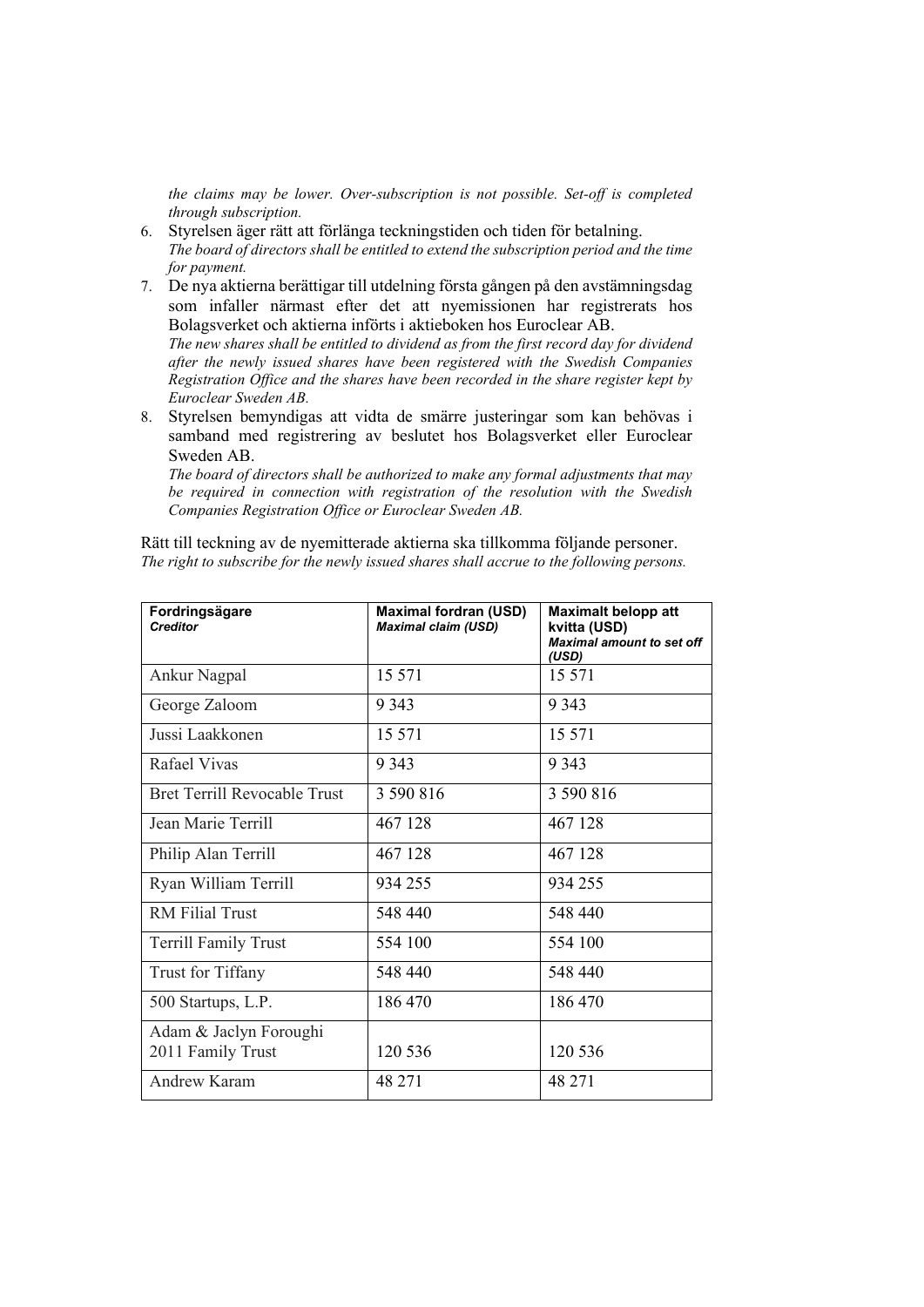*the claims may be lower. Over-subscription is not possible. Set-off is completed through subscription.*

6. Styrelsen äger rätt att förlänga teckningstiden och tiden för betalning.
*The board of directors shall be entitled to extend the subscription period and the time for payment.*
7. De nya aktierna berättigar till utdelning första gången på den avstämningsdag som infaller närmast efter det att nyemissionen har registrerats hos Bolagsverket och aktierna införts i aktieboken hos Euroclear AB.
*The new shares shall be entitled to dividend as from the first record day for dividend after the newly issued shares have been registered with the Swedish Companies Registration Office and the shares have been recorded in the share register kept by Euroclear Sweden AB.*
8. Styrelsen bemyndigas att vidta de smärre justeringar som kan behövas i samband med registrering av beslutet hos Bolagsverket eller Euroclear Sweden AB.
*The board of directors shall be authorized to make any formal adjustments that may be required in connection with registration of the resolution with the Swedish Companies Registration Office or Euroclear Sweden AB.*

Rätt till teckning av de nyemitterade aktierna ska tillkomma följande personer.
*The right to subscribe for the newly issued shares shall accrue to the following persons.*

| **Fordringsägare** *Creditor* | **Maximal fordran (USD)** *Maximal claim (USD)* | **Maximalt belopp att kvitta (USD)** *Maximal amount to set off (USD)* |
|---|---|---|
| Ankur Nagpal | 15 571 | 15 571 |
| George Zaloom | 9 343 | 9 343 |
| Jussi Laakkonen | 15 571 | 15 571 |
| Rafael Vivas | 9 343 | 9 343 |
| Bret Terrill Revocable Trust | 3 590 816 | 3 590 816 |
| Jean Marie Terrill | 467 128 | 467 128 |
| Philip Alan Terrill | 467 128 | 467 128 |
| Ryan William Terrill | 934 255 | 934 255 |
| RM Filial Trust | 548 440 | 548 440 |
| Terrill Family Trust | 554 100 | 554 100 |
| Trust for Tiffany | 548 440 | 548 440 |
| 500 Startups, L.P. | 186 470 | 186 470 |
| Adam & Jaclyn Foroughi 2011 Family Trust | 120 536 | 120 536 |
| Andrew Karam | 48 271 | 48 271 |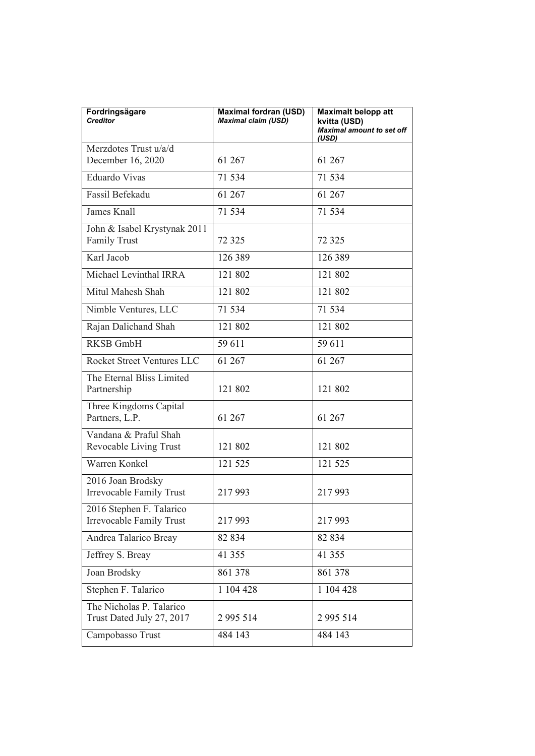| **Fordringsägare** *Creditor* | **Maximal fordran (USD)** *Maximal claim (USD)* | **Maximalt belopp att kvitta (USD)** *Maximal amount to set off (USD)* |
| --- | --- | --- |
| Merzdotes Trust u/a/d December 16, 2020 | 61 267 | 61 267 |
| Eduardo Vivas | 71 534 | 71 534 |
| Fassil Befekadu | 61 267 | 61 267 |
| James Knall | 71 534 | 71 534 |
| John & Isabel Krystynak 2011 Family Trust | 72 325 | 72 325 |
| Karl Jacob | 126 389 | 126 389 |
| Michael Levinthal IRRA | 121 802 | 121 802 |
| Mitul Mahesh Shah | 121 802 | 121 802 |
| Nimble Ventures, LLC | 71 534 | 71 534 |
| Rajan Dalichand Shah | 121 802 | 121 802 |
| RKSB GmbH | 59 611 | 59 611 |
| Rocket Street Ventures LLC | 61 267 | 61 267 |
| The Eternal Bliss Limited Partnership | 121 802 | 121 802 |
| Three Kingdoms Capital Partners, L.P. | 61 267 | 61 267 |
| Vandana & Praful Shah Revocable Living Trust | 121 802 | 121 802 |
| Warren Konkel | 121 525 | 121 525 |
| 2016 Joan Brodsky Irrevocable Family Trust | 217 993 | 217 993 |
| 2016 Stephen F. Talarico Irrevocable Family Trust | 217 993 | 217 993 |
| Andrea Talarico Breay | 82 834 | 82 834 |
| Jeffrey S. Breay | 41 355 | 41 355 |
| Joan Brodsky | 861 378 | 861 378 |
| Stephen F. Talarico | 1 104 428 | 1 104 428 |
| The Nicholas P. Talarico Trust Dated July 27, 2017 | 2 995 514 | 2 995 514 |
| Campobasso Trust | 484 143 | 484 143 |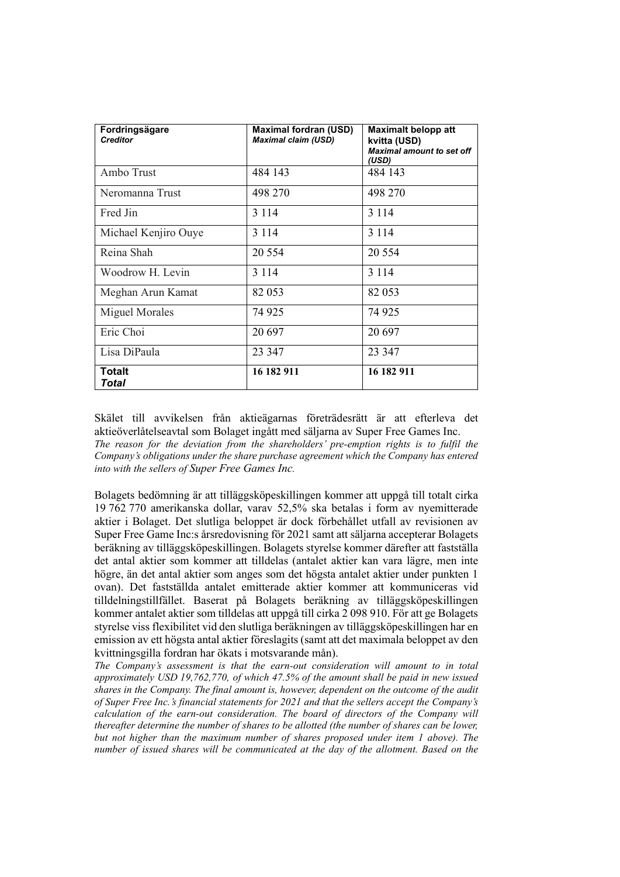| Fordringsägare<br>*Creditor* | Maximal fordran (USD)<br>*Maximal claim (USD)* | Maximalt belopp att kvitta (USD)<br>*Maximal amount to set off (USD)* |
|---|---|---|
| Ambo Trust | 484 143 | 484 143 |
| Neromanna Trust | 498 270 | 498 270 |
| Fred Jin | 3 114 | 3 114 |
| Michael Kenjiro Ouye | 3 114 | 3 114 |
| Reina Shah | 20 554 | 20 554 |
| Woodrow H. Levin | 3 114 | 3 114 |
| Meghan Arun Kamat | 82 053 | 82 053 |
| Miguel Morales | 74 925 | 74 925 |
| Eric Choi | 20 697 | 20 697 |
| Lisa DiPaula | 23 347 | 23 347 |
| **Totalt**<br>***Total*** | **16 182 911** | **16 182 911** |

Skälet till avvikelsen från aktieägarnas företrädesrätt är att efterleva det aktieöverlåtelseavtal som Bolaget ingått med säljarna av Super Free Games Inc.
*The reason for the deviation from the shareholders' pre-emption rights is to fulfil the Company's obligations under the share purchase agreement which the Company has entered into with the sellers of Super Free Games Inc.*

Bolagets bedömning är att tilläggsköpeskillingen kommer att uppgå till totalt cirka 19 762 770 amerikanska dollar, varav 52,5% ska betalas i form av nyemitterade aktier i Bolaget. Det slutliga beloppet är dock förbehållet utfall av revisionen av Super Free Game Inc:s årsredovisning för 2021 samt att säljarna accepterar Bolagets beräkning av tilläggsköpeskillingen. Bolagets styrelse kommer därefter att fastställa det antal aktier som kommer att tilldelas (antalet aktier kan vara lägre, men inte högre, än det antal aktier som anges som det högsta antalet aktier under punkten 1 ovan). Det fastställda antalet emitterade aktier kommer att kommuniceras vid tilldelningstillfället. Baserat på Bolagets beräkning av tilläggsköpeskillingen kommer antalet aktier som tilldelas att uppgå till cirka 2 098 910. För att ge Bolagets styrelse viss flexibilitet vid den slutliga beräkningen av tilläggsköpeskillingen har en emission av ett högsta antal aktier föreslagits (samt att det maximala beloppet av den kvittningsgilla fordran har ökats i motsvarande mån).
*The Company's assessment is that the earn-out consideration will amount to in total approximately USD 19,762,770, of which 47.5% of the amount shall be paid in new issued shares in the Company. The final amount is, however, dependent on the outcome of the audit of Super Free Inc.'s financial statements for 2021 and that the sellers accept the Company's calculation of the earn-out consideration. The board of directors of the Company will thereafter determine the number of shares to be allotted (the number of shares can be lower, but not higher than the maximum number of shares proposed under item 1 above). The number of issued shares will be communicated at the day of the allotment. Based on the*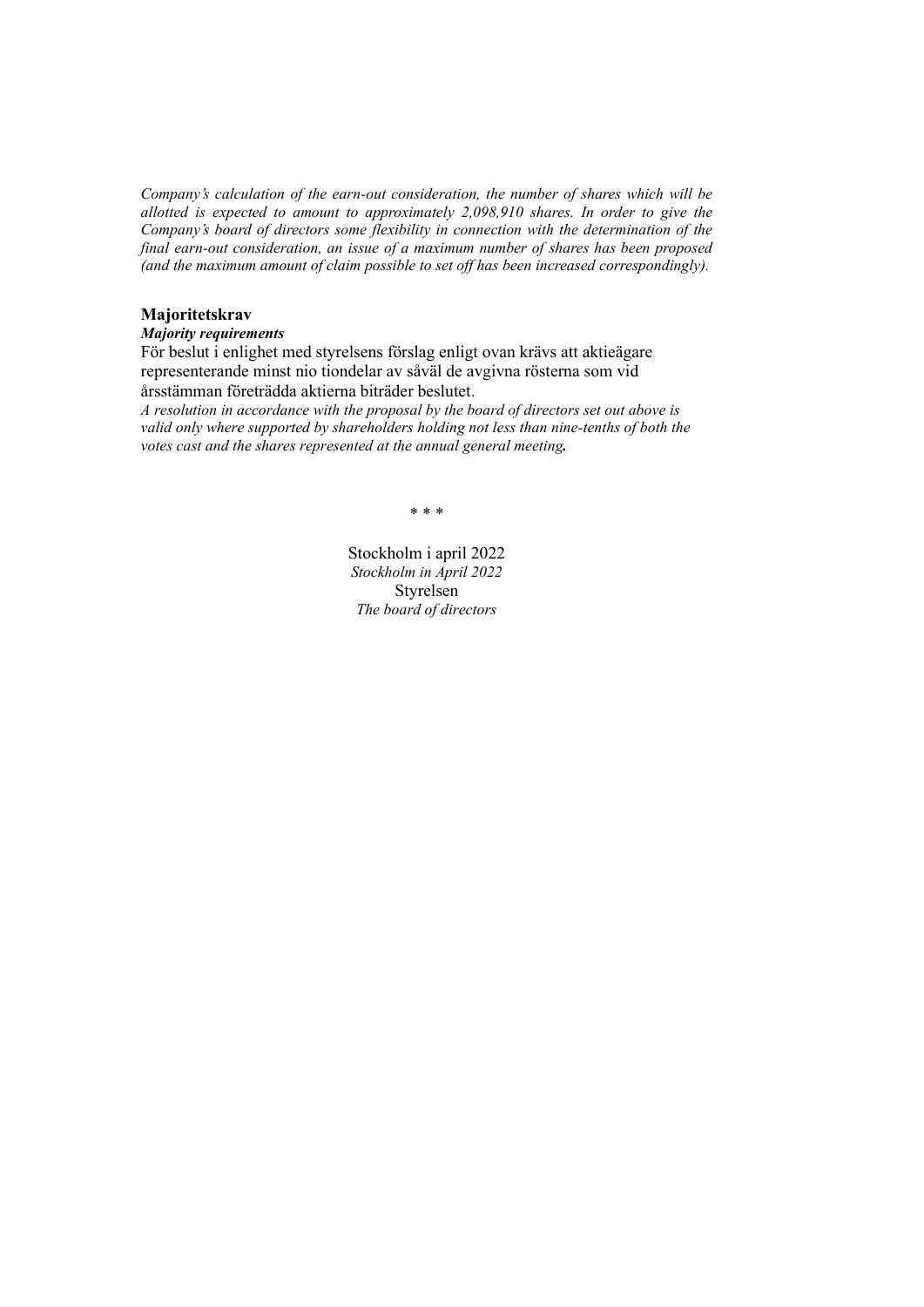*Company's calculation of the earn-out consideration, the number of shares which will be allotted is expected to amount to approximately 2,098,910 shares. In order to give the Company's board of directors some flexibility in connection with the determination of the final earn-out consideration, an issue of a maximum number of shares has been proposed (and the maximum amount of claim possible to set off has been increased correspondingly).*

**Majoritetskrav**

***Majority requirements***

För beslut i enlighet med styrelsens förslag enligt ovan krävs att aktieägare representerande minst nio tiondelar av såväl de avgivna rösterna som vid årsstämman företrädda aktierna biträder beslutet.

*A resolution in accordance with the proposal by the board of directors set out above is valid only where supported by shareholders holding not less than nine-tenths of both the votes cast and the shares represented at the annual general meeting.*

\* \* \*

Stockholm i april 2022

*Stockholm in April 2022*

Styrelsen

*The board of directors*